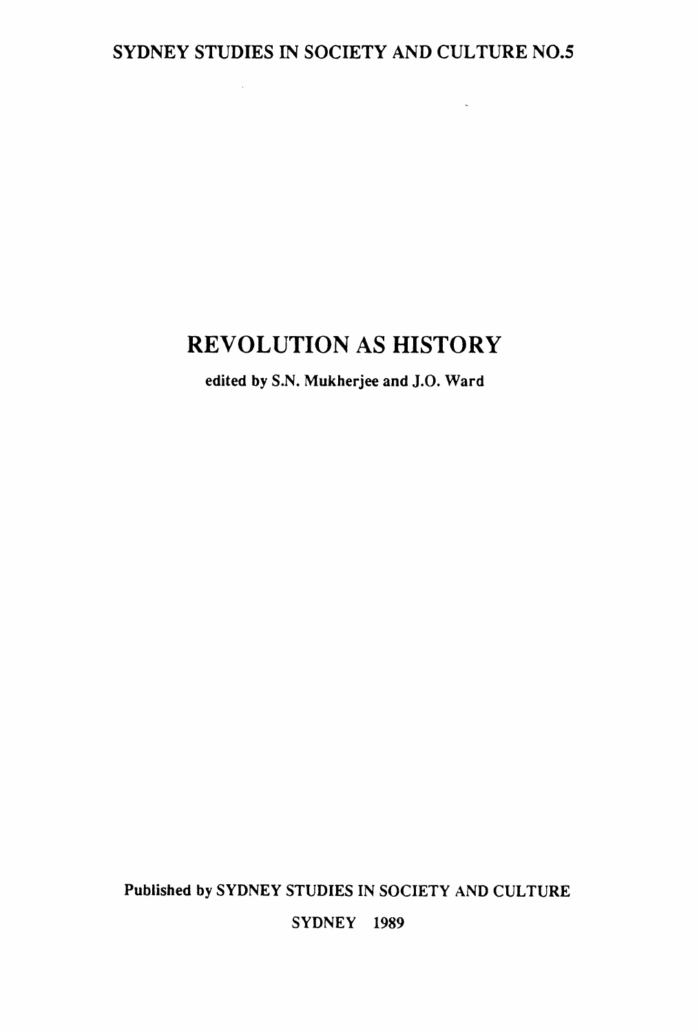SYDNEY STUDIES IN SOCIETY AND CULTURE NO.5

# REVOLUTION AS HISTORY

edited by S.N. Mukherjee and J.O. Ward

Published by SYDNEY STUDIES IN SOCIETY AND CULTURE

SYDNEY 1989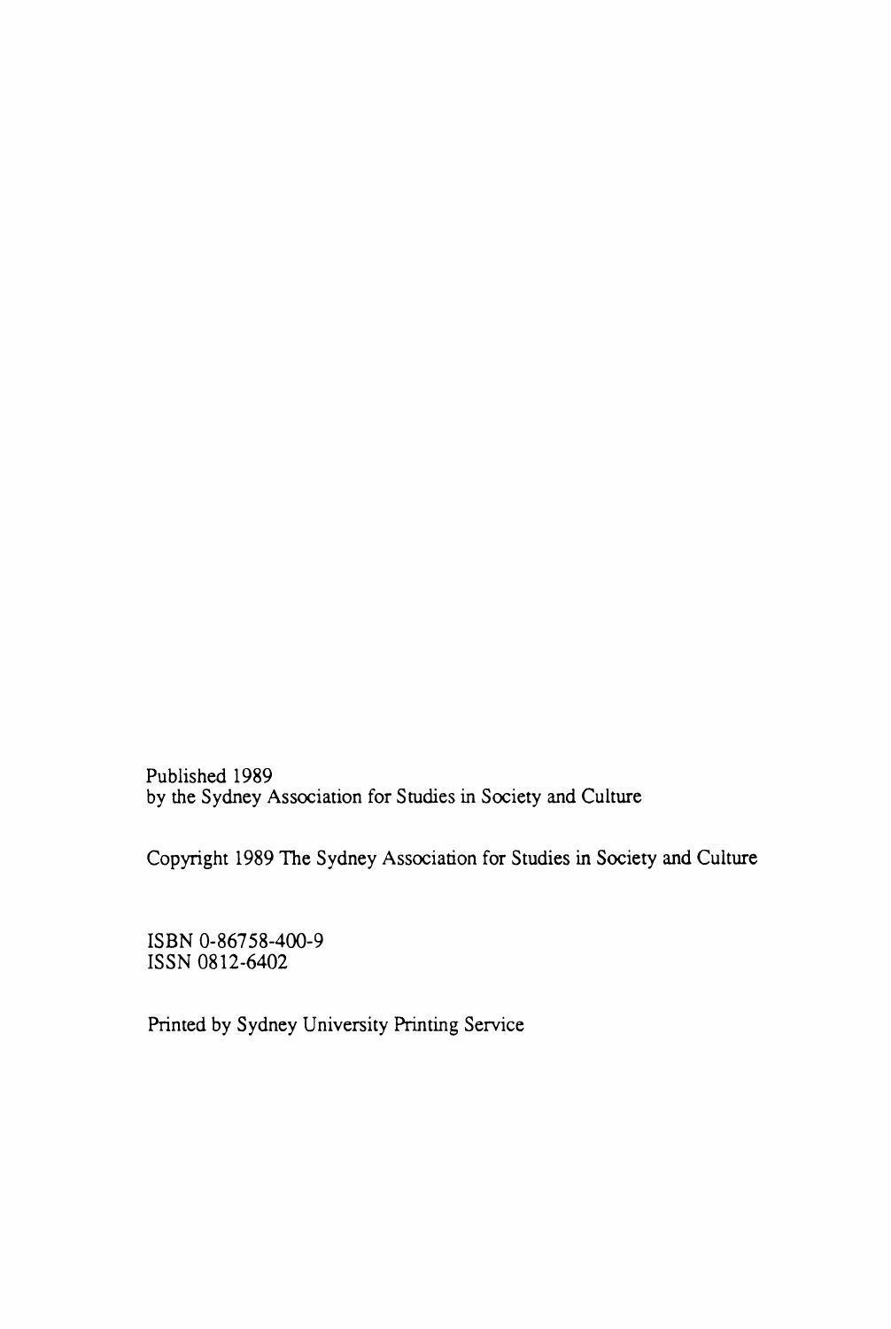Published 1989
by the Sydney Association for Studies in Society and Culture

Copyright 1989 The Sydney Association for Studies in Society and Culture

ISBN 0-86758-400-9
ISSN 0812-6402

Printed by Sydney University Printing Service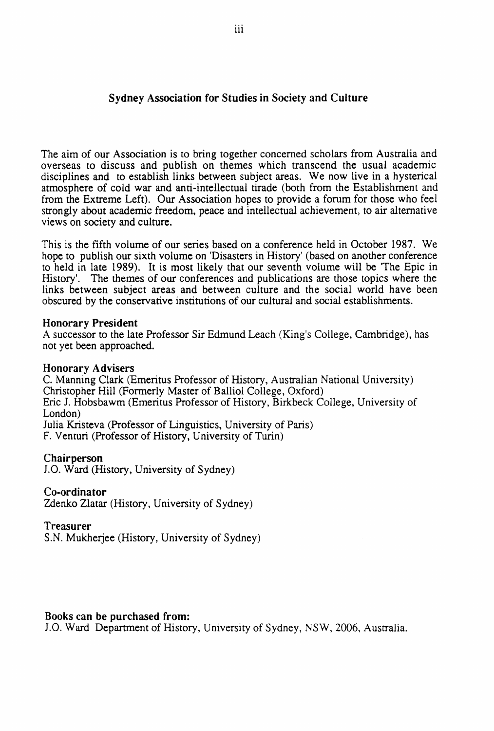## Sydney Association for Studies in Society and Culture

The aim of our Association is to bring together concerned scholars from Australia and overseas to discuss and publish on themes which transcend the usual academic disciplines and to establish links between subject areas. We now live in a hysterical atmosphere of cold war and anti-intellectual tirade (both from the Establishment and from the Extreme Left). Our Association hopes to provide a forum for those who feel strongly about academic freedom, peace and intellectual achievement, to air alternative views on society and culture.

This is the fifth volume of our series based on a conference held in October 1987. We hope to publish our sixth volume on 'Disasters in History' (based on another conference to held in late 1989). It is most likely that our seventh volume will be 'The Epic in History'. The themes of our conferences and publications are those topics where the links between subject areas and between culture and the social world have been obscured by the conservative institutions of our cultural and social establishments.

**Honorary President**
A successor to the late Professor Sir Edmund Leach (King's College, Cambridge), has not yet been approached.

**Honorary Advisers**
C. Manning Clark (Emeritus Professor of History, Australian National University)
Christopher Hill (Formerly Master of Balliol College, Oxford)
Eric J. Hobsbawm (Emeritus Professor of History, Birkbeck College, University of London)
Julia Kristeva (Professor of Linguistics, University of Paris)
F. Venturi (Professor of History, University of Turin)

**Chairperson**
J.O. Ward (History, University of Sydney)

**Co-ordinator**
Zdenko Zlatar (History, University of Sydney)

**Treasurer**
S.N. Mukherjee (History, University of Sydney)

**Books can be purchased from:**
J.O. Ward Department of History, University of Sydney, NSW, 2006, Australia.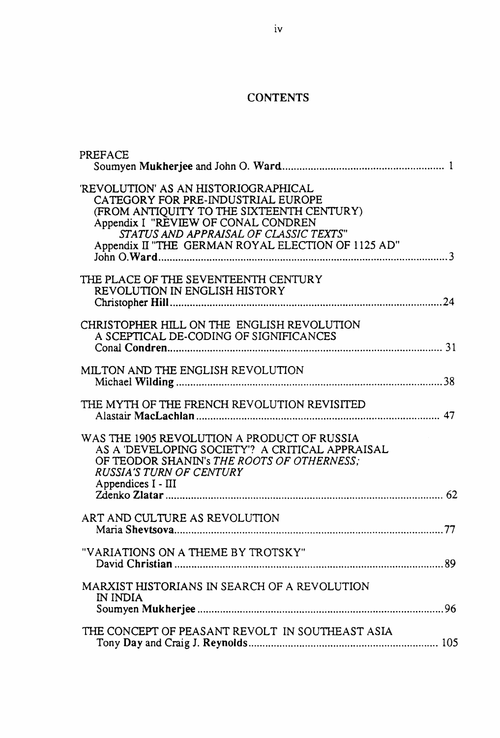# CONTENTS

PREFACE
Soumyen **Mukherjee** and John O. **Ward** ........................................................ 1

'REVOLUTION' AS AN HISTORIOGRAPHICAL CATEGORY FOR PRE-INDUSTRIAL EUROPE (FROM ANTIQUITY TO THE SIXTEENTH CENTURY)
Appendix I "REVIEW OF CONAL CONDREN *STATUS AND APPRAISAL OF CLASSIC TEXTS*"
Appendix II "THE GERMAN ROYAL ELECTION OF 1125 AD"
John O. **Ward** ........................................................ 3

THE PLACE OF THE SEVENTEENTH CENTURY REVOLUTION IN ENGLISH HISTORY
Christopher **Hill** ........................................................ 24

CHRISTOPHER HILL ON THE ENGLISH REVOLUTION A SCEPTICAL DE-CODING OF SIGNIFICANCES
Conal **Condren** ........................................................ 31

MILTON AND THE ENGLISH REVOLUTION
Michael **Wilding** ........................................................ 38

THE MYTH OF THE FRENCH REVOLUTION REVISITED
Alastair **MacLachlan** ........................................................ 47

WAS THE 1905 REVOLUTION A PRODUCT OF RUSSIA AS A 'DEVELOPING SOCIETY'? A CRITICAL APPRAISAL OF TEODOR SHANIN's *THE ROOTS OF OTHERNESS; RUSSIA'S TURN OF CENTURY*
Appendices I - III
Zdenko **Zlatar** ........................................................ 62

ART AND CULTURE AS REVOLUTION
Maria **Shevtsova** ........................................................ 77

"VARIATIONS ON A THEME BY TROTSKY"
David **Christian** ........................................................ 89

MARXIST HISTORIANS IN SEARCH OF A REVOLUTION IN INDIA
Soumyen **Mukherjee** ........................................................ 96

THE CONCEPT OF PEASANT REVOLT IN SOUTHEAST ASIA
Tony **Day** and Craig J. **Reynolds** ........................................................ 105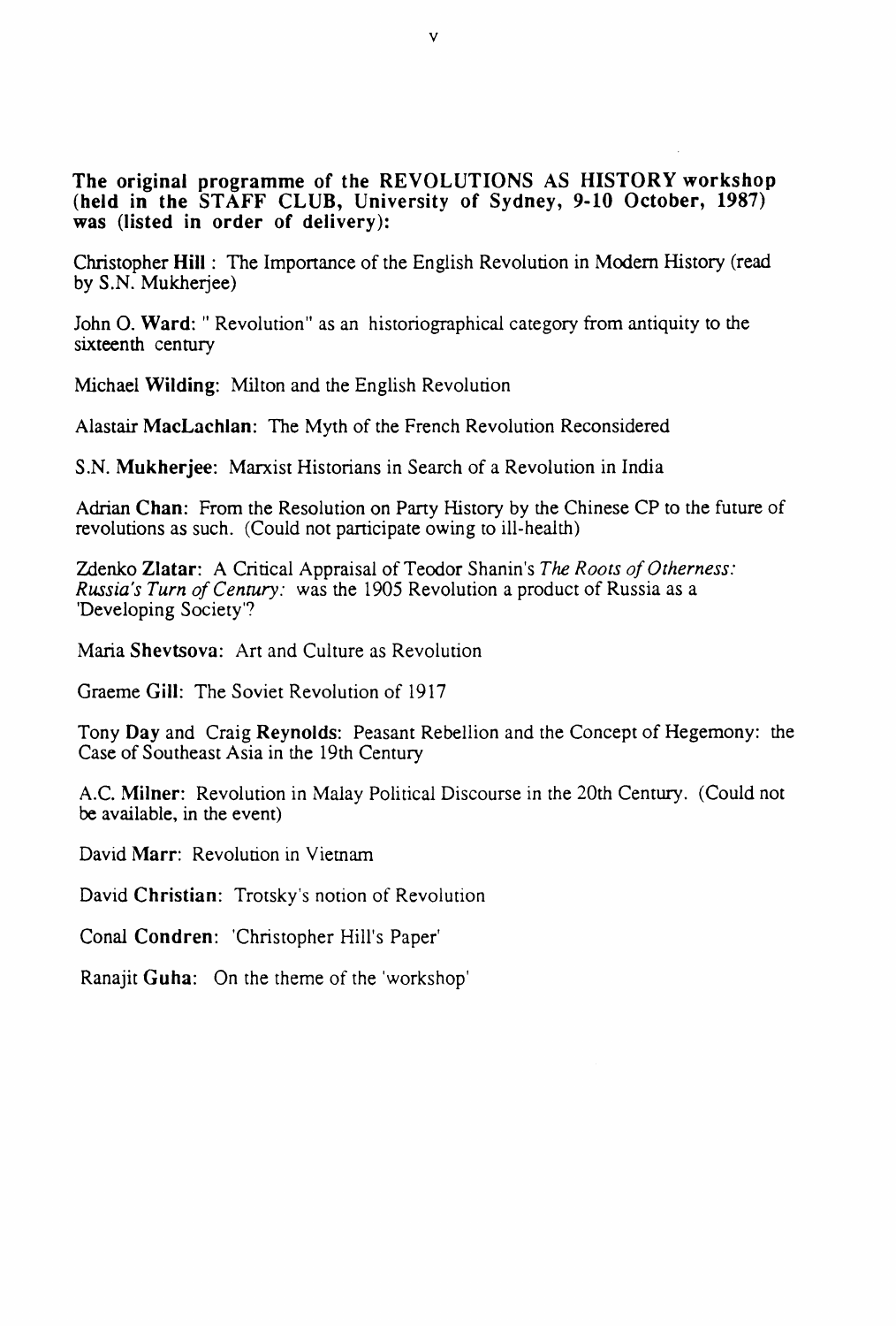**The original programme of the REVOLUTIONS AS HISTORY workshop (held in the STAFF CLUB, University of Sydney, 9-10 October, 1987) was (listed in order of delivery):**

Christopher **Hill** : The Importance of the English Revolution in Modern History (read by S.N. Mukherjee)

John O. **Ward**: " Revolution" as an historiographical category from antiquity to the sixteenth century

Michael **Wilding**: Milton and the English Revolution

Alastair **MacLachlan**: The Myth of the French Revolution Reconsidered

S.N. **Mukherjee**: Marxist Historians in Search of a Revolution in India

Adrian **Chan**: From the Resolution on Party History by the Chinese CP to the future of revolutions as such. (Could not participate owing to ill-health)

Zdenko **Zlatar**: A Critical Appraisal of Teodor Shanin's *The Roots of Otherness: Russia's Turn of Century:* was the 1905 Revolution a product of Russia as a 'Developing Society'?

Maria **Shevtsova**: Art and Culture as Revolution

Graeme **Gill**: The Soviet Revolution of 1917

Tony **Day** and Craig **Reynolds**: Peasant Rebellion and the Concept of Hegemony: the Case of Southeast Asia in the 19th Century

A.C. **Milner**: Revolution in Malay Political Discourse in the 20th Century. (Could not be available, in the event)

David **Marr**: Revolution in Vietnam

David **Christian**: Trotsky's notion of Revolution

Conal **Condren**: 'Christopher Hill's Paper'

Ranajit **Guha**: On the theme of the 'workshop'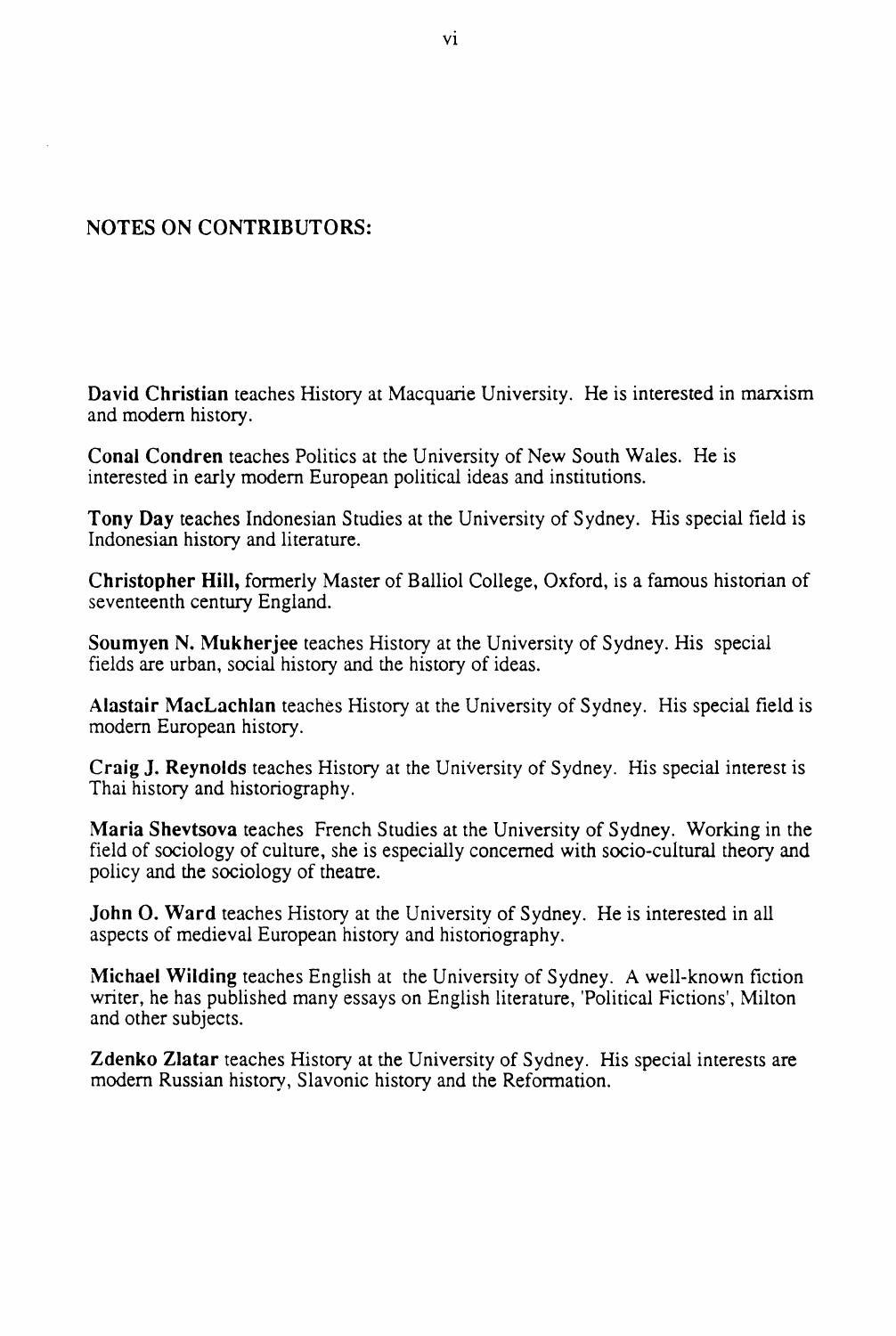## NOTES ON CONTRIBUTORS:

**David Christian** teaches History at Macquarie University. He is interested in marxism and modern history.

**Conal Condren** teaches Politics at the University of New South Wales. He is interested in early modern European political ideas and institutions.

**Tony Day** teaches Indonesian Studies at the University of Sydney. His special field is Indonesian history and literature.

**Christopher Hill,** formerly Master of Balliol College, Oxford, is a famous historian of seventeenth century England.

**Soumyen N. Mukherjee** teaches History at the University of Sydney. His special fields are urban, social history and the history of ideas.

**Alastair MacLachlan** teaches History at the University of Sydney. His special field is modern European history.

**Craig J. Reynolds** teaches History at the University of Sydney. His special interest is Thai history and historiography.

**Maria Shevtsova** teaches French Studies at the University of Sydney. Working in the field of sociology of culture, she is especially concerned with socio-cultural theory and policy and the sociology of theatre.

**John O. Ward** teaches History at the University of Sydney. He is interested in all aspects of medieval European history and historiography.

**Michael Wilding** teaches English at the University of Sydney. A well-known fiction writer, he has published many essays on English literature, 'Political Fictions', Milton and other subjects.

**Zdenko Zlatar** teaches History at the University of Sydney. His special interests are modern Russian history, Slavonic history and the Reformation.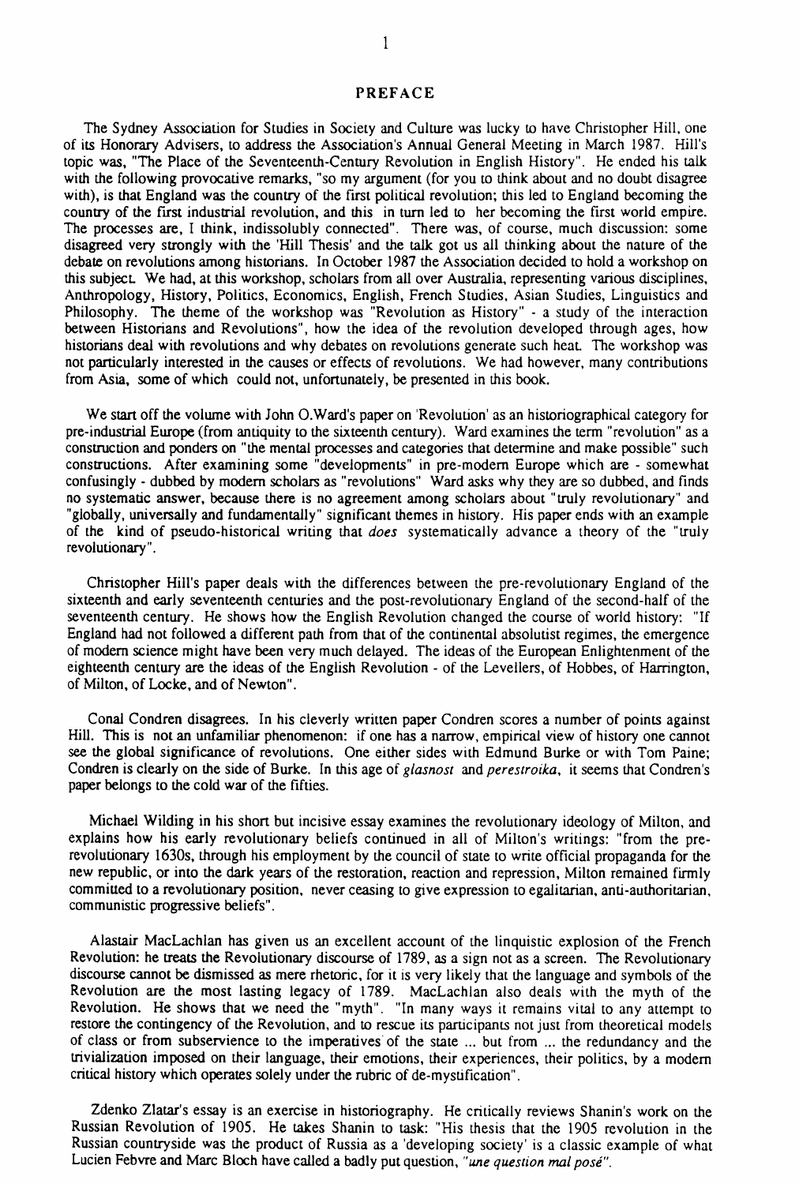# PREFACE

The Sydney Association for Studies in Society and Culture was lucky to have Christopher Hill, one of its Honorary Advisers, to address the Association's Annual General Meeting in March 1987. Hill's topic was, "The Place of the Seventeenth-Century Revolution in English History". He ended his talk with the following provocative remarks, "so my argument (for you to think about and no doubt disagree with), is that England was the country of the first political revolution; this led to England becoming the country of the first industrial revolution, and this in turn led to her becoming the first world empire. The processes are, I think, indissolubly connected". There was, of course, much discussion: some disagreed very strongly with the 'Hill Thesis' and the talk got us all thinking about the nature of the debate on revolutions among historians. In October 1987 the Association decided to hold a workshop on this subject. We had, at this workshop, scholars from all over Australia, representing various disciplines, Anthropology, History, Politics, Economics, English, French Studies, Asian Studies, Linguistics and Philosophy. The theme of the workshop was "Revolution as History" - a study of the interaction between Historians and Revolutions", how the idea of the revolution developed through ages, how historians deal with revolutions and why debates on revolutions generate such heat. The workshop was not particularly interested in the causes or effects of revolutions. We had however, many contributions from Asia, some of which could not, unfortunately, be presented in this book.

We start off the volume with John O.Ward's paper on 'Revolution' as an historiographical category for pre-industrial Europe (from antiquity to the sixteenth century). Ward examines the term "revolution" as a construction and ponders on "the mental processes and categories that determine and make possible" such constructions. After examining some "developments" in pre-modern Europe which are - somewhat confusingly - dubbed by modern scholars as "revolutions" Ward asks why they are so dubbed, and finds no systematic answer, because there is no agreement among scholars about "truly revolutionary" and "globally, universally and fundamentally" significant themes in history. His paper ends with an example of the kind of pseudo-historical writing that *does* systematically advance a theory of the "truly revolutionary".

Christopher Hill's paper deals with the differences between the pre-revolutionary England of the sixteenth and early seventeenth centuries and the post-revolutionary England of the second-half of the seventeenth century. He shows how the English Revolution changed the course of world history: "If England had not followed a different path from that of the continental absolutist regimes, the emergence of modern science might have been very much delayed. The ideas of the European Enlightenment of the eighteenth century are the ideas of the English Revolution - of the Levellers, of Hobbes, of Harrington, of Milton, of Locke, and of Newton".

Conal Condren disagrees. In his cleverly written paper Condren scores a number of points against Hill. This is not an unfamiliar phenomenon: if one has a narrow, empirical view of history one cannot see the global significance of revolutions. One either sides with Edmund Burke or with Tom Paine; Condren is clearly on the side of Burke. In this age of *glasnost* and *perestroika*, it seems that Condren's paper belongs to the cold war of the fifties.

Michael Wilding in his short but incisive essay examines the revolutionary ideology of Milton, and explains how his early revolutionary beliefs continued in all of Milton's writings: "from the pre-revolutionary 1630s, through his employment by the council of state to write official propaganda for the new republic, or into the dark years of the restoration, reaction and repression, Milton remained firmly committed to a revolutionary position, never ceasing to give expression to egalitarian, anti-authoritarian, communistic progressive beliefs".

Alastair MacLachlan has given us an excellent account of the linquistic explosion of the French Revolution: he treats the Revolutionary discourse of 1789, as a sign not as a screen. The Revolutionary discourse cannot be dismissed as mere rhetoric, for it is very likely that the language and symbols of the Revolution are the most lasting legacy of 1789. MacLachlan also deals with the myth of the Revolution. He shows that we need the "myth". "In many ways it remains vital to any attempt to restore the contingency of the Revolution, and to rescue its participants not just from theoretical models of class or from subservience to the imperatives of the state ... but from ... the redundancy and the trivialization imposed on their language, their emotions, their experiences, their politics, by a modern critical history which operates solely under the rubric of de-mystification".

Zdenko Zlatar's essay is an exercise in historiography. He critically reviews Shanin's work on the Russian Revolution of 1905. He takes Shanin to task: "His thesis that the 1905 revolution in the Russian countryside was the product of Russia as a 'developing society' is a classic example of what Lucien Febvre and Marc Bloch have called a badly put question, *"une question mal posé"*.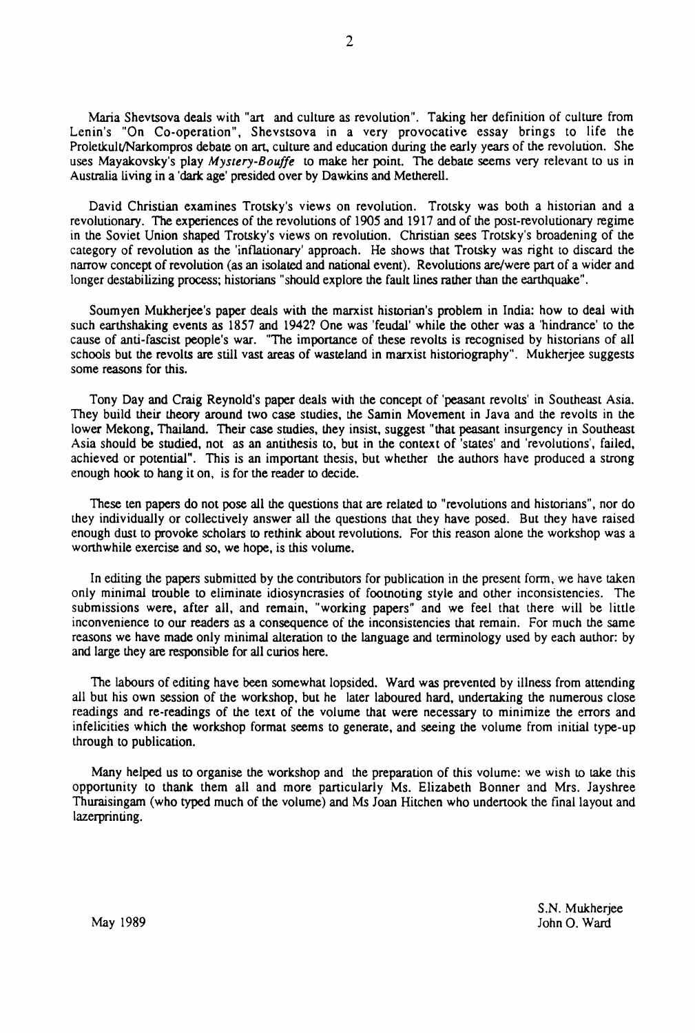Maria Shevtsova deals with "art and culture as revolution". Taking her definition of culture from Lenin's "On Co-operation", Shevstsova in a very provocative essay brings to life the Proletkult/Narkompros debate on art, culture and education during the early years of the revolution. She uses Mayakovsky's play *Mystery-Bouffe* to make her point. The debate seems very relevant to us in Australia living in a 'dark age' presided over by Dawkins and Metherell.

David Christian examines Trotsky's views on revolution. Trotsky was both a historian and a revolutionary. The experiences of the revolutions of 1905 and 1917 and of the post-revolutionary regime in the Soviet Union shaped Trotsky's views on revolution. Christian sees Trotsky's broadening of the category of revolution as the 'inflationary' approach. He shows that Trotsky was right to discard the narrow concept of revolution (as an isolated and national event). Revolutions are/were part of a wider and longer destabilizing process; historians "should explore the fault lines rather than the earthquake".

Soumyen Mukherjee's paper deals with the marxist historian's problem in India: how to deal with such earthshaking events as 1857 and 1942? One was 'feudal' while the other was a 'hindrance' to the cause of anti-fascist people's war. "The importance of these revolts is recognised by historians of all schools but the revolts are still vast areas of wasteland in marxist historiography". Mukherjee suggests some reasons for this.

Tony Day and Craig Reynold's paper deals with the concept of 'peasant revolts' in Southeast Asia. They build their theory around two case studies, the Samin Movement in Java and the revolts in the lower Mekong, Thailand. Their case studies, they insist, suggest "that peasant insurgency in Southeast Asia should be studied, not as an antithesis to, but in the context of 'states' and 'revolutions', failed, achieved or potential". This is an important thesis, but whether the authors have produced a strong enough hook to hang it on, is for the reader to decide.

These ten papers do not pose all the questions that are related to "revolutions and historians", nor do they individually or collectively answer all the questions that they have posed. But they have raised enough dust to provoke scholars to rethink about revolutions. For this reason alone the workshop was a worthwhile exercise and so, we hope, is this volume.

In editing the papers submitted by the contributors for publication in the present form, we have taken only minimal trouble to eliminate idiosyncrasies of footnoting style and other inconsistencies. The submissions were, after all, and remain, "working papers" and we feel that there will be little inconvenience to our readers as a consequence of the inconsistencies that remain. For much the same reasons we have made only minimal alteration to the language and terminology used by each author: by and large they are responsible for all curios here.

The labours of editing have been somewhat lopsided. Ward was prevented by illness from attending all but his own session of the workshop, but he later laboured hard, undertaking the numerous close readings and re-readings of the text of the volume that were necessary to minimize the errors and infelicities which the workshop format seems to generate, and seeing the volume from initial type-up through to publication.

Many helped us to organise the workshop and the preparation of this volume: we wish to take this opportunity to thank them all and more particularly Ms. Elizabeth Bonner and Mrs. Jayshree Thuraisingam (who typed much of the volume) and Ms Joan Hitchen who undertook the final layout and lazerprinting.

S.N. Mukherjee
John O. Ward

May 1989